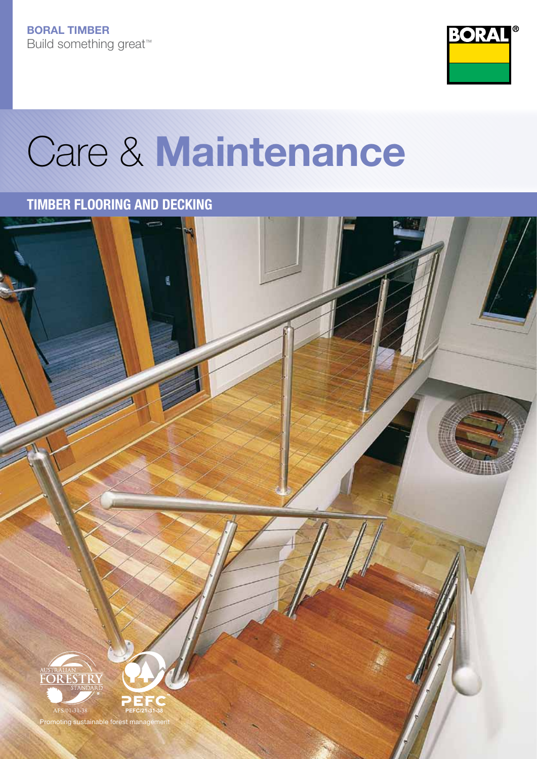**BORAL TIMBER**
Build something great™

# Care & Maintenance

## TIMBER FLOORING AND DECKING

AUSTRALIAN FORESTRY STANDARD
AFS/01-31-38

PEFC
PEFC/21-31-38

Promoting sustainable forest management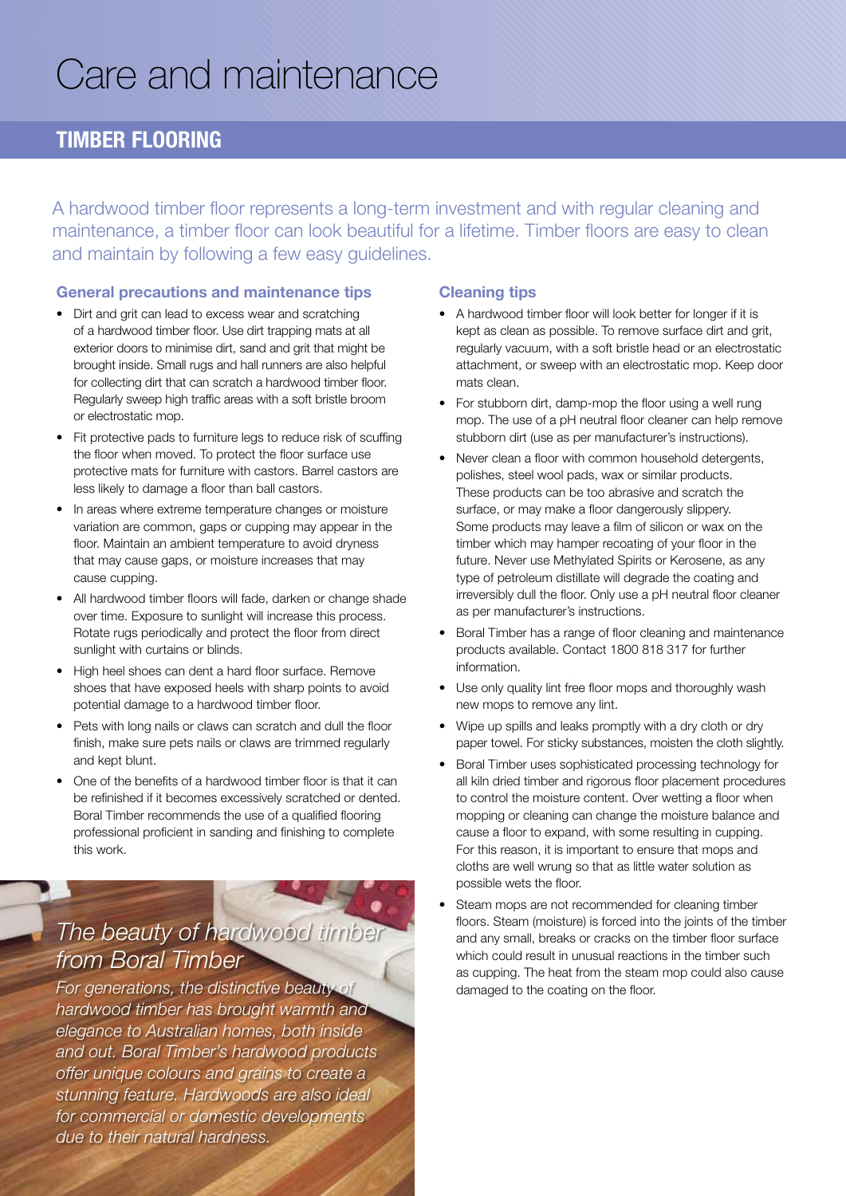# Care and maintenance

## TIMBER FLOORING

A hardwood timber floor represents a long-term investment and with regular cleaning and maintenance, a timber floor can look beautiful for a lifetime. Timber floors are easy to clean and maintain by following a few easy guidelines.

### General precautions and maintenance tips

- Dirt and grit can lead to excess wear and scratching of a hardwood timber floor. Use dirt trapping mats at all exterior doors to minimise dirt, sand and grit that might be brought inside. Small rugs and hall runners are also helpful for collecting dirt that can scratch a hardwood timber floor. Regularly sweep high traffic areas with a soft bristle broom or electrostatic mop.
- Fit protective pads to furniture legs to reduce risk of scuffing the floor when moved. To protect the floor surface use protective mats for furniture with castors. Barrel castors are less likely to damage a floor than ball castors.
- In areas where extreme temperature changes or moisture variation are common, gaps or cupping may appear in the floor. Maintain an ambient temperature to avoid dryness that may cause gaps, or moisture increases that may cause cupping.
- All hardwood timber floors will fade, darken or change shade over time. Exposure to sunlight will increase this process. Rotate rugs periodically and protect the floor from direct sunlight with curtains or blinds.
- High heel shoes can dent a hard floor surface. Remove shoes that have exposed heels with sharp points to avoid potential damage to a hardwood timber floor.
- Pets with long nails or claws can scratch and dull the floor finish, make sure pets nails or claws are trimmed regularly and kept blunt.
- One of the benefits of a hardwood timber floor is that it can be refinished if it becomes excessively scratched or dented. Boral Timber recommends the use of a qualified flooring professional proficient in sanding and finishing to complete this work.

*The beauty of hardwood timber from Boral Timber*

*For generations, the distinctive beauty of hardwood timber has brought warmth and elegance to Australian homes, both inside and out. Boral Timber's hardwood products offer unique colours and grains to create a stunning feature. Hardwoods are also ideal for commercial or domestic developments due to their natural hardness.*

### Cleaning tips

- A hardwood timber floor will look better for longer if it is kept as clean as possible. To remove surface dirt and grit, regularly vacuum, with a soft bristle head or an electrostatic attachment, or sweep with an electrostatic mop. Keep door mats clean.
- For stubborn dirt, damp-mop the floor using a well rung mop. The use of a pH neutral floor cleaner can help remove stubborn dirt (use as per manufacturer's instructions).
- Never clean a floor with common household detergents, polishes, steel wool pads, wax or similar products. These products can be too abrasive and scratch the surface, or may make a floor dangerously slippery. Some products may leave a film of silicon or wax on the timber which may hamper recoating of your floor in the future. Never use Methylated Spirits or Kerosene, as any type of petroleum distillate will degrade the coating and irreversibly dull the floor. Only use a pH neutral floor cleaner as per manufacturer's instructions.
- Boral Timber has a range of floor cleaning and maintenance products available. Contact 1800 818 317 for further information.
- Use only quality lint free floor mops and thoroughly wash new mops to remove any lint.
- Wipe up spills and leaks promptly with a dry cloth or dry paper towel. For sticky substances, moisten the cloth slightly.
- Boral Timber uses sophisticated processing technology for all kiln dried timber and rigorous floor placement procedures to control the moisture content. Over wetting a floor when mopping or cleaning can change the moisture balance and cause a floor to expand, with some resulting in cupping. For this reason, it is important to ensure that mops and cloths are well wrung so that as little water solution as possible wets the floor.
- Steam mops are not recommended for cleaning timber floors. Steam (moisture) is forced into the joints of the timber and any small, breaks or cracks on the timber floor surface which could result in unusual reactions in the timber such as cupping. The heat from the steam mop could also cause damaged to the coating on the floor.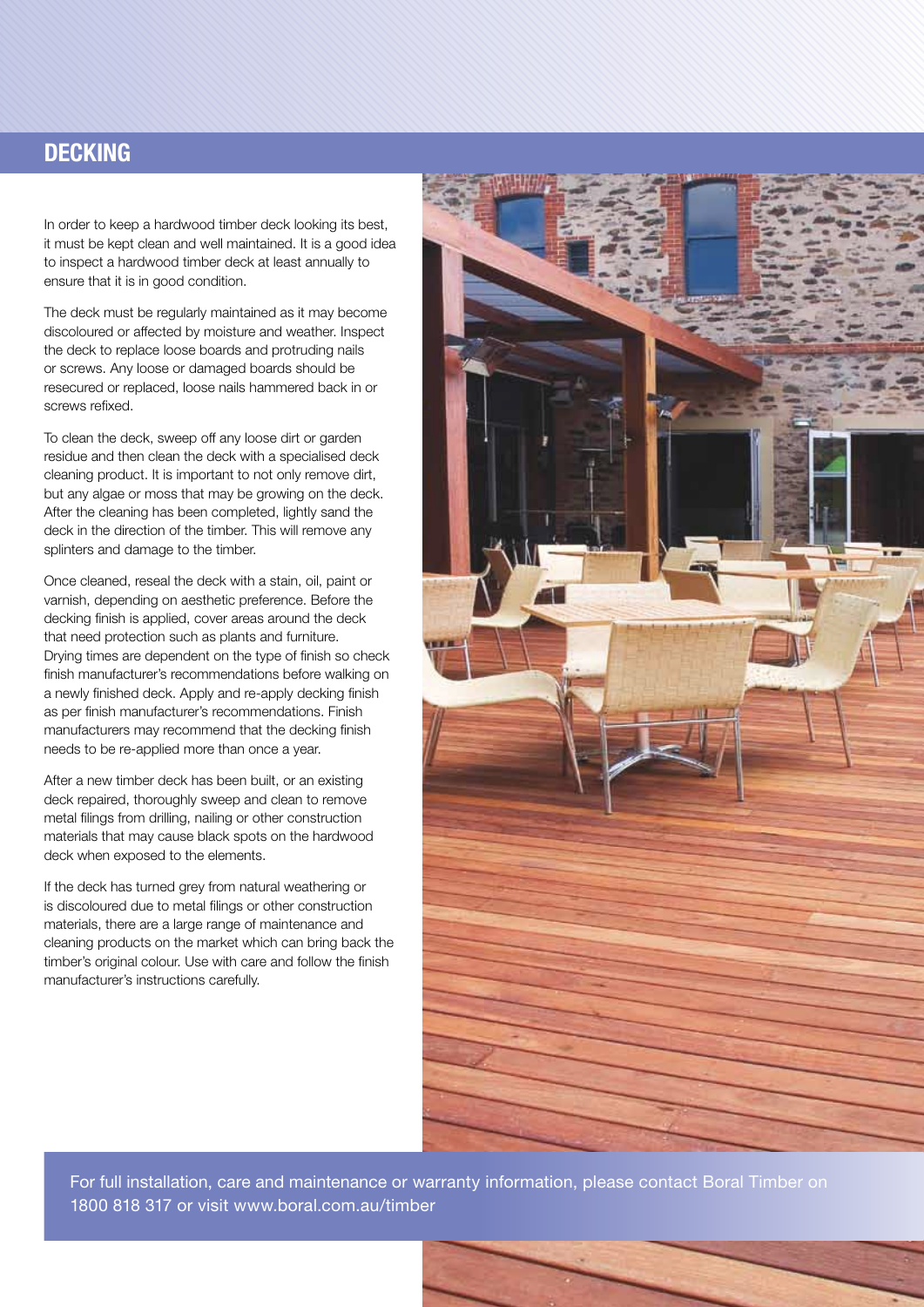# DECKING

In order to keep a hardwood timber deck looking its best, it must be kept clean and well maintained. It is a good idea to inspect a hardwood timber deck at least annually to ensure that it is in good condition.

The deck must be regularly maintained as it may become discoloured or affected by moisture and weather. Inspect the deck to replace loose boards and protruding nails or screws. Any loose or damaged boards should be resecured or replaced, loose nails hammered back in or screws refixed.

To clean the deck, sweep off any loose dirt or garden residue and then clean the deck with a specialised deck cleaning product. It is important to not only remove dirt, but any algae or moss that may be growing on the deck. After the cleaning has been completed, lightly sand the deck in the direction of the timber. This will remove any splinters and damage to the timber.

Once cleaned, reseal the deck with a stain, oil, paint or varnish, depending on aesthetic preference. Before the decking finish is applied, cover areas around the deck that need protection such as plants and furniture. Drying times are dependent on the type of finish so check finish manufacturer's recommendations before walking on a newly finished deck. Apply and re-apply decking finish as per finish manufacturer's recommendations. Finish manufacturers may recommend that the decking finish needs to be re-applied more than once a year.

After a new timber deck has been built, or an existing deck repaired, thoroughly sweep and clean to remove metal filings from drilling, nailing or other construction materials that may cause black spots on the hardwood deck when exposed to the elements.

If the deck has turned grey from natural weathering or is discoloured due to metal filings or other construction materials, there are a large range of maintenance and cleaning products on the market which can bring back the timber's original colour. Use with care and follow the finish manufacturer's instructions carefully.

For full installation, care and maintenance or warranty information, please contact Boral Timber on 1800 818 317 or visit www.boral.com.au/timber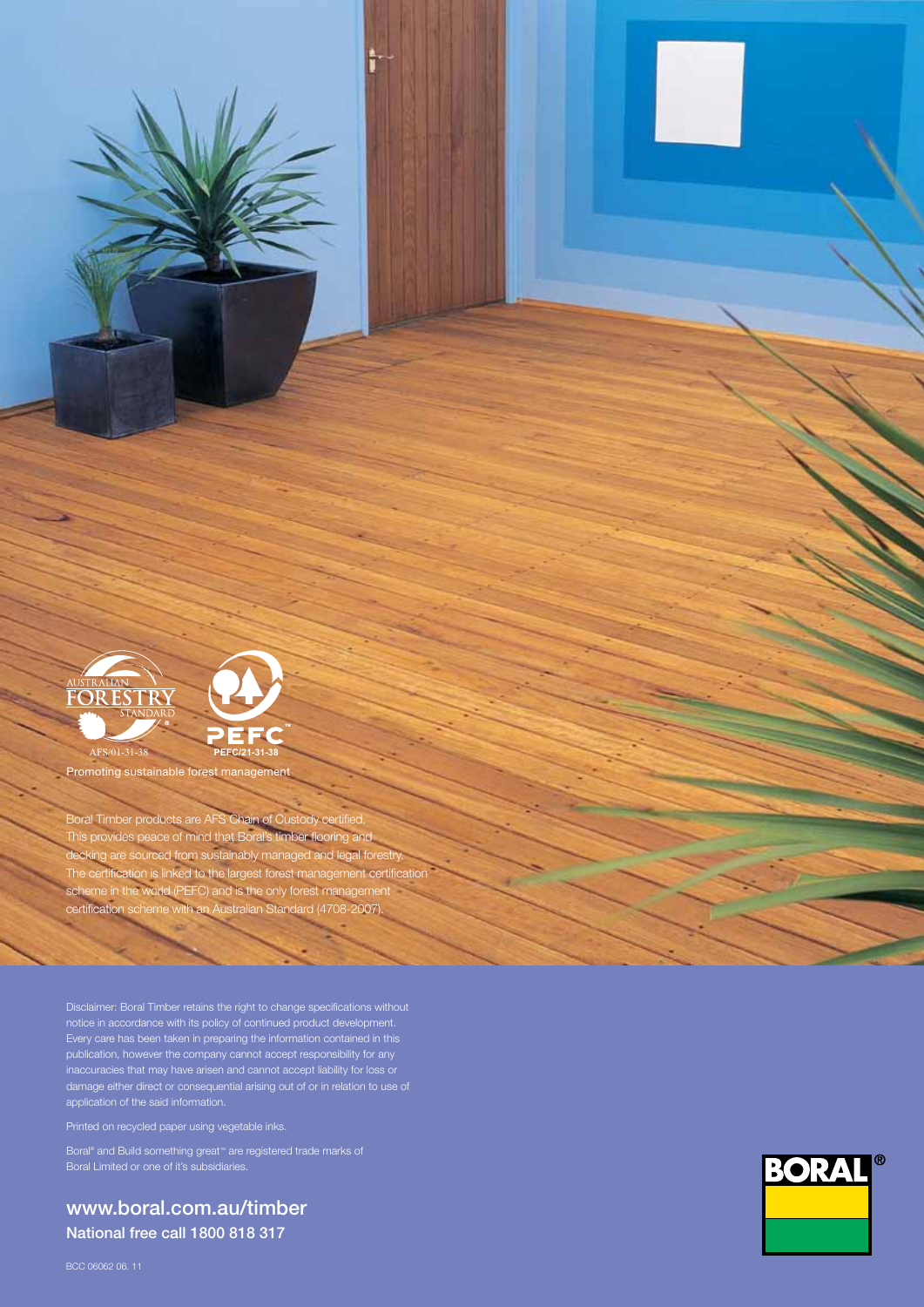AUSTRALIAN FORESTRY STANDARD

AFS/01-31-38

PEFC

PEFC/21-31-38

Promoting sustainable forest management

Boral Timber products are AFS Chain of Custody certified. This provides peace of mind that Boral's timber flooring and decking are sourced from sustainably managed and legal forestry. The certification is linked to the largest forest management certification scheme in the world (PEFC) and is the only forest management certification scheme with an Australian Standard (4708-2007).

Disclaimer: Boral Timber retains the right to change specifications without notice in accordance with its policy of continued product development. Every care has been taken in preparing the information contained in this publication, however the company cannot accept responsibility for any inaccuracies that may have arisen and cannot accept liability for loss or damage either direct or consequential arising out of or in relation to use of application of the said information.

Printed on recycled paper using vegetable inks.

Boral® and Build something great™ are registered trade marks of Boral Limited or one of it's subsidiaries.

## www.boral.com.au/timber

**National free call 1800 818 317**

BORAL®

BCC 06062 06. 11